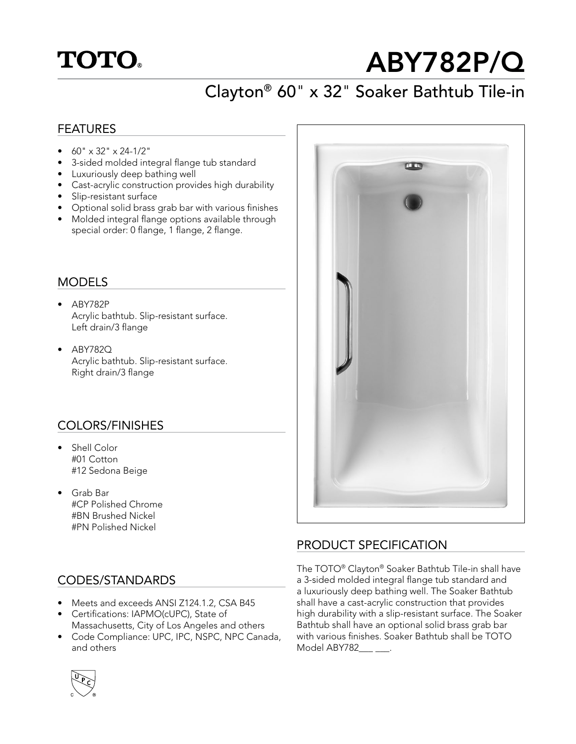# TOTO®

# ABY782P/Q

## Clayton® 60" x 32" Soaker Bathtub Tile-in

## FEATURES

- 60" x 32" x 24-1/2"
- 3-sided molded integral flange tub standard
- Luxuriously deep bathing well
- Cast-acrylic construction provides high durability
- Slip-resistant surface
- Optional solid brass grab bar with various finishes
- Molded integral flange options available through special order: 0 flange, 1 flange, 2 flange.

## MODELS

- ABY782P
  Acrylic bathtub. Slip-resistant surface.
  Left drain/3 flange
- ABY782Q
  Acrylic bathtub. Slip-resistant surface.
  Right drain/3 flange

## COLORS/FINISHES

- Shell Color
  #01 Cotton
  #12 Sedona Beige
- Grab Bar
  #CP Polished Chrome
  #BN Brushed Nickel
  #PN Polished Nickel

## CODES/STANDARDS

- Meets and exceeds ANSI Z124.1.2, CSA B45
- Certifications: IAPMO(cUPC), State of Massachusetts, City of Los Angeles and others
- Code Compliance: UPC, IPC, NSPC, NPC Canada, and others

## PRODUCT SPECIFICATION

The TOTO® Clayton® Soaker Bathtub Tile-in shall have a 3-sided molded integral flange tub standard and a luxuriously deep bathing well. The Soaker Bathtub shall have a cast-acrylic construction that provides high durability with a slip-resistant surface. The Soaker Bathtub shall have an optional solid brass grab bar with various finishes. Soaker Bathtub shall be TOTO Model ABY782___ ___.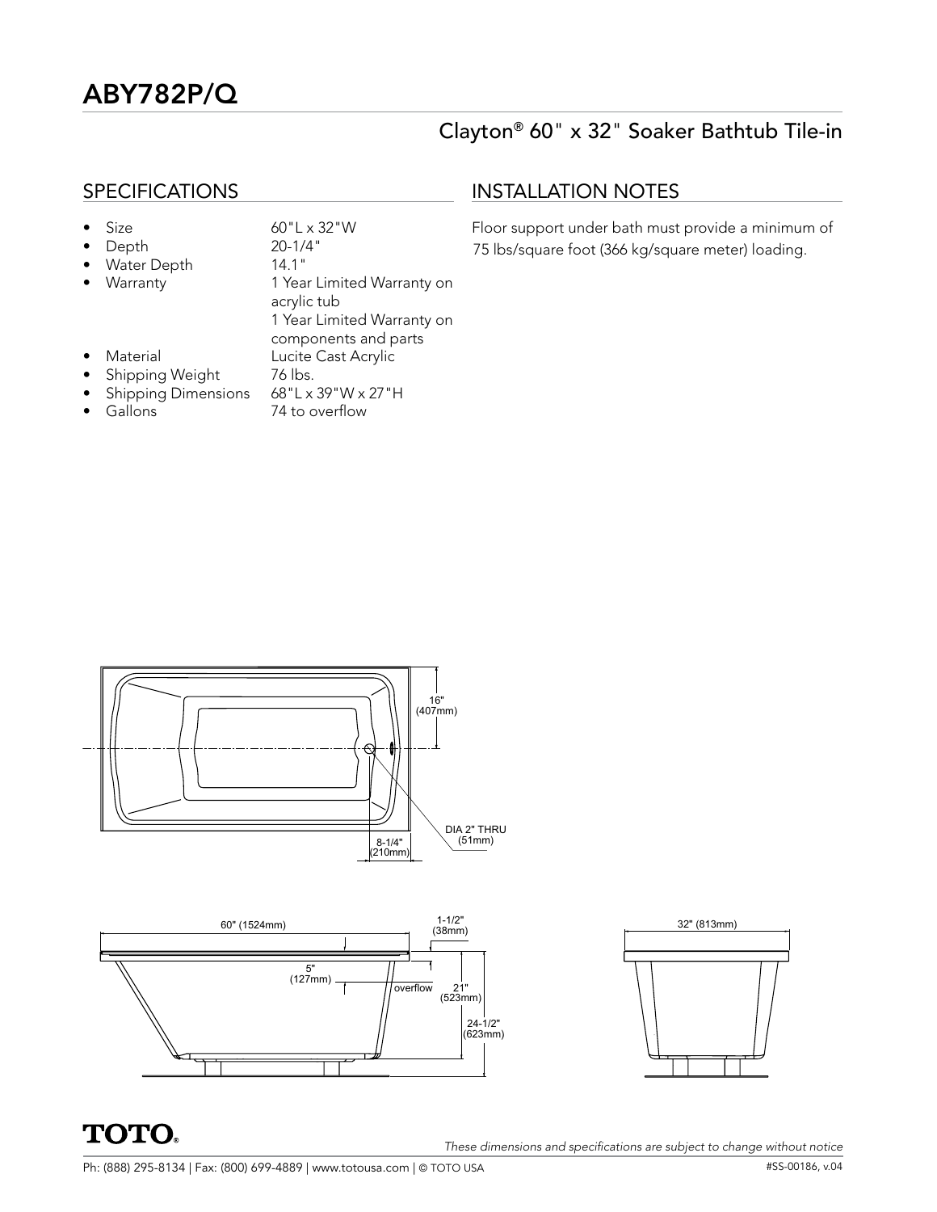# ABY782P/Q

## Clayton® 60" x 32" Soaker Bathtub Tile-in

## SPECIFICATIONS

- Size: 60"L x 32"W
- Depth: 20-1/4"
- Water Depth: 14.1"
- Warranty: 1 Year Limited Warranty on acrylic tub; 1 Year Limited Warranty on components and parts
- Material: Lucite Cast Acrylic
- Shipping Weight: 76 lbs.
- Shipping Dimensions: 68"L x 39"W x 27"H
- Gallons: 74 to overflow

## INSTALLATION NOTES

Floor support under bath must provide a minimum of 75 lbs/square foot (366 kg/square meter) loading.

16" (407mm)

DIA 2" THRU (51mm)

8-1/4" (210mm)

60" (1524mm)

1-1/2" (38mm)

5" (127mm)

overflow

21" (523mm)

24-1/2" (623mm)

32" (813mm)

*These dimensions and specifications are subject to change without notice*

Ph: (888) 295-8134 | Fax: (800) 699-4889 | www.totousa.com | © TOTO USA

#SS-00186, v.04